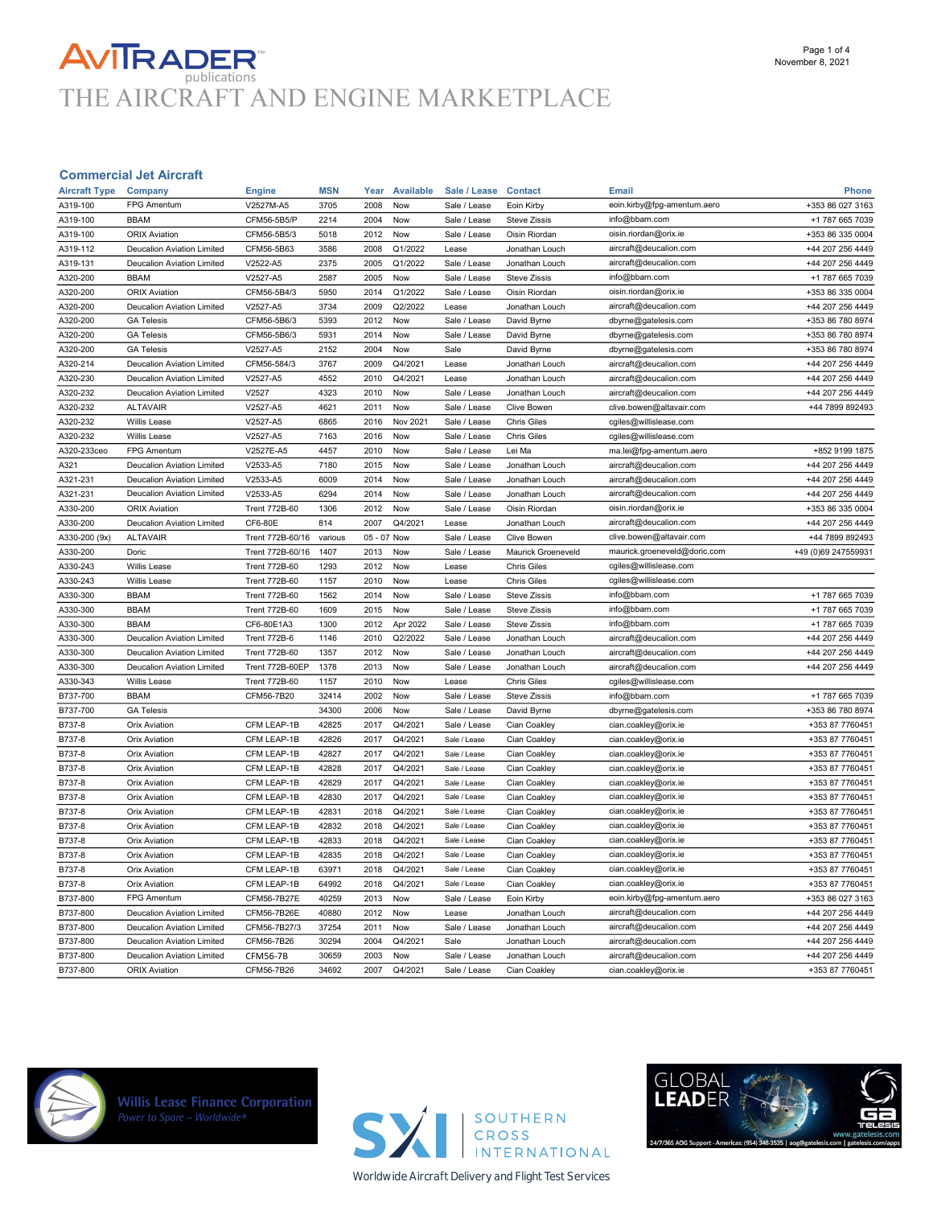# AVITRADER publications

## THE AIRCRAFT AND ENGINE MARKETPLACE

November 8, 2021

### Commercial Jet Aircraft

| Aircraft Type | Company | Engine | MSN | Year | Available | Sale / Lease | Contact | Email | Phone |
|---|---|---|---|---|---|---|---|---|---|
| A319-100 | FPG Amentum | V2527M-A5 | 3705 | 2008 | Now | Sale / Lease | Eoin Kirby | eoin.kirby@fpg-amentum.aero | +353 86 027 3163 |
| A319-100 | BBAM | CFM56-5B5/P | 2214 | 2004 | Now | Sale / Lease | Steve Zissis | info@bbam.com | +1 787 665 7039 |
| A319-100 | ORIX Aviation | CFM56-5B5/3 | 5018 | 2012 | Now | Sale / Lease | Oisin Riordan | oisin.riordan@orix.ie | +353 86 335 0004 |
| A319-112 | Deucalion Aviation Limited | CFM56-5B63 | 3586 | 2008 | Q1/2022 | Lease | Jonathan Louch | aircraft@deucalion.com | +44 207 256 4449 |
| A319-131 | Deucalion Aviation Limited | V2522-A5 | 2375 | 2005 | Q1/2022 | Sale / Lease | Jonathan Louch | aircraft@deucalion.com | +44 207 256 4449 |
| A320-200 | BBAM | V2527-A5 | 2587 | 2005 | Now | Sale / Lease | Steve Zissis | info@bbam.com | +1 787 665 7039 |
| A320-200 | ORIX Aviation | CFM56-5B4/3 | 5950 | 2014 | Q1/2022 | Sale / Lease | Oisin Riordan | oisin.riordan@orix.ie | +353 86 335 0004 |
| A320-200 | Deucalion Aviation Limited | V2527-A5 | 3734 | 2009 | Q2/2022 | Lease | Jonathan Louch | aircraft@deucalion.com | +44 207 256 4449 |
| A320-200 | GA Telesis | CFM56-5B6/3 | 5393 | 2012 | Now | Sale / Lease | David Byrne | dbyrne@gatelesis.com | +353 86 780 8974 |
| A320-200 | GA Telesis | CFM56-5B6/3 | 5931 | 2014 | Now | Sale / Lease | David Byrne | dbyrne@gatelesis.com | +353 86 780 8974 |
| A320-200 | GA Telesis | V2527-A5 | 2152 | 2004 | Now | Sale | David Byrne | dbyrne@gatelesis.com | +353 86 780 8974 |
| A320-214 | Deucalion Aviation Limited | CFM56-5B4/3 | 3767 | 2009 | Q4/2021 | Lease | Jonathan Louch | aircraft@deucalion.com | +44 207 256 4449 |
| A320-230 | Deucalion Aviation Limited | V2527-A5 | 4552 | 2010 | Q4/2021 | Lease | Jonathan Louch | aircraft@deucalion.com | +44 207 256 4449 |
| A320-232 | Deucalion Aviation Limited | V2527 | 4323 | 2010 | Now | Sale / Lease | Jonathan Louch | aircraft@deucalion.com | +44 207 256 4449 |
| A320-232 | ALTAVAIR | V2527-A5 | 4621 | 2011 | Now | Sale / Lease | Clive Bowen | clive.bowen@altavair.com | +44 7899 892493 |
| A320-232 | Willis Lease | V2527-A5 | 6865 | 2016 | Nov 2021 | Sale / Lease | Chris Giles | cgiles@willislease.com | |
| A320-232 | Willis Lease | V2527-A5 | 7163 | 2016 | Now | Sale / Lease | Chris Giles | cgiles@willislease.com | |
| A320-233ceo | FPG Amentum | V2527E-A5 | 4457 | 2010 | Now | Sale / Lease | Lei Ma | ma.lei@fpg-amentum.aero | +852 9199 1875 |
| A321 | Deucalion Aviation Limited | V2533-A5 | 7180 | 2015 | Now | Sale / Lease | Jonathan Louch | aircraft@deucalion.com | +44 207 256 4449 |
| A321-231 | Deucalion Aviation Limited | V2533-A5 | 6009 | 2014 | Now | Sale / Lease | Jonathan Louch | aircraft@deucalion.com | +44 207 256 4449 |
| A321-231 | Deucalion Aviation Limited | V2533-A5 | 6294 | 2014 | Now | Sale / Lease | Jonathan Louch | aircraft@deucalion.com | +44 207 256 4449 |
| A330-200 | ORIX Aviation | Trent 772B-60 | 1306 | 2012 | Now | Sale / Lease | Oisin Riordan | oisin.riordan@orix.ie | +353 86 335 0004 |
| A330-200 | Deucalion Aviation Limited | CF6-80E | 814 | 2007 | Q4/2021 | Lease | Jonathan Louch | aircraft@deucalion.com | +44 207 256 4449 |
| A330-200 (9x) | ALTAVAIR | Trent 772B-60/16 | various | 05 - 07 | Now | Sale / Lease | Clive Bowen | clive.bowen@altavair.com | +44 7899 892493 |
| A330-200 | Doric | Trent 772B-60/16 | 1407 | 2013 | Now | Sale / Lease | Maurick Groeneveld | maurick.groeneveld@doric.com | +49 (0)69 247559931 |
| A330-243 | Willis Lease | Trent 772B-60 | 1293 | 2012 | Now | Lease | Chris Giles | cgiles@willislease.com | |
| A330-243 | Willis Lease | Trent 772B-60 | 1157 | 2010 | Now | Lease | Chris Giles | cgiles@willislease.com | |
| A330-300 | BBAM | Trent 772B-60 | 1562 | 2014 | Now | Sale / Lease | Steve Zissis | info@bbam.com | +1 787 665 7039 |
| A330-300 | BBAM | Trent 772B-60 | 1609 | 2015 | Now | Sale / Lease | Steve Zissis | info@bbam.com | +1 787 665 7039 |
| A330-300 | BBAM | CF6-80E1A3 | 1300 | 2012 | Apr 2022 | Sale / Lease | Steve Zissis | info@bbam.com | +1 787 665 7039 |
| A330-300 | Deucalion Aviation Limited | Trent 772B-6 | 1146 | 2010 | Q2/2022 | Sale / Lease | Jonathan Louch | aircraft@deucalion.com | +44 207 256 4449 |
| A330-300 | Deucalion Aviation Limited | Trent 772B-60 | 1357 | 2012 | Now | Sale / Lease | Jonathan Louch | aircraft@deucalion.com | +44 207 256 4449 |
| A330-300 | Deucalion Aviation Limited | Trent 772B-60EP | 1378 | 2013 | Now | Sale / Lease | Jonathan Louch | aircraft@deucalion.com | +44 207 256 4449 |
| A330-343 | Willis Lease | Trent 772B-60 | 1157 | 2010 | Now | Lease | Chris Giles | cgiles@willislease.com | |
| B737-700 | BBAM | CFM56-7B20 | 32414 | 2002 | Now | Sale / Lease | Steve Zissis | info@bbam.com | +1 787 665 7039 |
| B737-700 | GA Telesis | | 34300 | 2006 | Now | Sale / Lease | David Byrne | dbyrne@gatelesis.com | +353 86 780 8974 |
| B737-8 | Orix Aviation | CFM LEAP-1B | 42825 | 2017 | Q4/2021 | Sale / Lease | Cian Coakley | cian.coakley@orix.ie | +353 87 7760451 |
| B737-8 | Orix Aviation | CFM LEAP-1B | 42826 | 2017 | Q4/2021 | Sale / Lease | Cian Coakley | cian.coakley@orix.ie | +353 87 7760451 |
| B737-8 | Orix Aviation | CFM LEAP-1B | 42827 | 2017 | Q4/2021 | Sale / Lease | Cian Coakley | cian.coakley@orix.ie | +353 87 7760451 |
| B737-8 | Orix Aviation | CFM LEAP-1B | 42828 | 2017 | Q4/2021 | Sale / Lease | Cian Coakley | cian.coakley@orix.ie | +353 87 7760451 |
| B737-8 | Orix Aviation | CFM LEAP-1B | 42829 | 2017 | Q4/2021 | Sale / Lease | Cian Coakley | cian.coakley@orix.ie | +353 87 7760451 |
| B737-8 | Orix Aviation | CFM LEAP-1B | 42830 | 2017 | Q4/2021 | Sale / Lease | Cian Coakley | cian.coakley@orix.ie | +353 87 7760451 |
| B737-8 | Orix Aviation | CFM LEAP-1B | 42831 | 2018 | Q4/2021 | Sale / Lease | Cian Coakley | cian.coakley@orix.ie | +353 87 7760451 |
| B737-8 | Orix Aviation | CFM LEAP-1B | 42832 | 2018 | Q4/2021 | Sale / Lease | Cian Coakley | cian.coakley@orix.ie | +353 87 7760451 |
| B737-8 | Orix Aviation | CFM LEAP-1B | 42833 | 2018 | Q4/2021 | Sale / Lease | Cian Coakley | cian.coakley@orix.ie | +353 87 7760451 |
| B737-8 | Orix Aviation | CFM LEAP-1B | 42835 | 2018 | Q4/2021 | Sale / Lease | Cian Coakley | cian.coakley@orix.ie | +353 87 7760451 |
| B737-8 | Orix Aviation | CFM LEAP-1B | 63971 | 2018 | Q4/2021 | Sale / Lease | Cian Coakley | cian.coakley@orix.ie | +353 87 7760451 |
| B737-8 | Orix Aviation | CFM LEAP-1B | 64992 | 2018 | Q4/2021 | Sale / Lease | Cian Coakley | cian.coakley@orix.ie | +353 87 7760451 |
| B737-800 | FPG Amentum | CFM56-7B27E | 40259 | 2013 | Now | Sale / Lease | Eoin Kirby | eoin.kirby@fpg-amentum.aero | +353 86 027 3163 |
| B737-800 | Deucalion Aviation Limited | CFM56-7B26E | 40880 | 2012 | Now | Lease | Jonathan Louch | aircraft@deucalion.com | +44 207 256 4449 |
| B737-800 | Deucalion Aviation Limited | CFM56-7B27/3 | 37254 | 2011 | Now | Sale / Lease | Jonathan Louch | aircraft@deucalion.com | +44 207 256 4449 |
| B737-800 | Deucalion Aviation Limited | CFM56-7B26 | 30294 | 2004 | Q4/2021 | Sale | Jonathan Louch | aircraft@deucalion.com | +44 207 256 4449 |
| B737-800 | Deucalion Aviation Limited | CFM56-7B | 30659 | 2003 | Now | Sale / Lease | Jonathan Louch | aircraft@deucalion.com | +44 207 256 4449 |
| B737-800 | ORIX Aviation | CFM56-7B26 | 34692 | 2007 | Q4/2021 | Sale / Lease | Cian Coakley | cian.coakley@orix.ie | +353 87 7760451 |

Willis Lease Finance Corporation
Power to Spare – Worldwide®

SXI SOUTHERN CROSS INTERNATIONAL
Worldwide Aircraft Delivery and Flight Test Services

GLOBAL LEADER
GA Telesis
www.gatelesis.com
24/7/365 AOG Support - Americas: (954) 348-3535 | aog@gatelesis.com | gatelesis.com/apps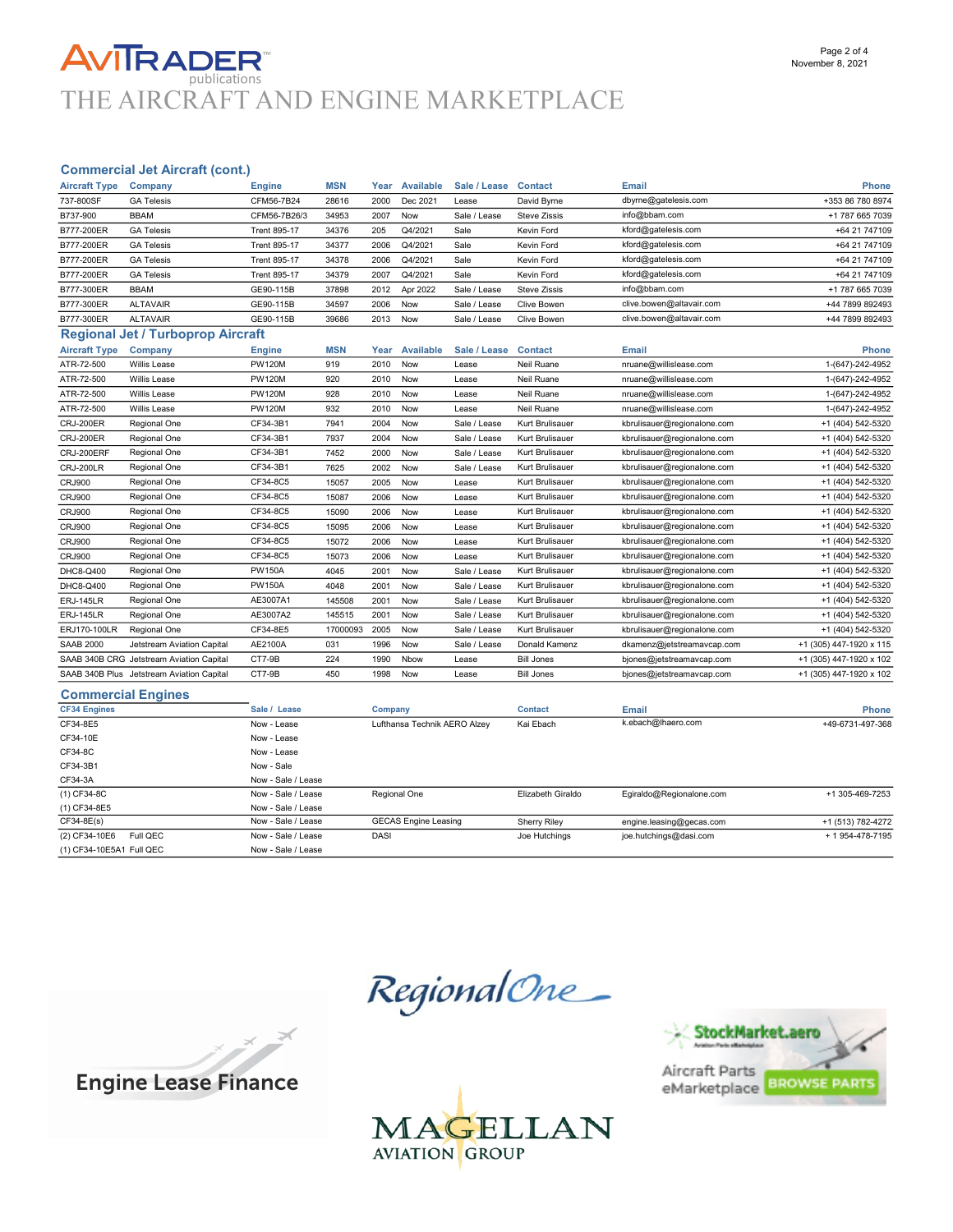## Commercial Jet Aircraft (cont.)

| Aircraft Type | Company | Engine | MSN | Year | Available | Sale / Lease | Contact | Email | Phone |
|---|---|---|---|---|---|---|---|---|---|
| 737-800SF | GA Telesis | CFM56-7B24 | 28616 | 2000 | Dec 2021 | Lease | David Byrne | dbyrne@gatelesis.com | +353 86 780 8974 |
| B737-900 | BBAM | CFM56-7B26/3 | 34953 | 2007 | Now | Sale / Lease | Steve Zissis | info@bbam.com | +1 787 665 7039 |
| B777-200ER | GA Telesis | Trent 895-17 | 34376 | 205 | Q4/2021 | Sale | Kevin Ford | kford@gatelesis.com | +64 21 747109 |
| B777-200ER | GA Telesis | Trent 895-17 | 34377 | 2006 | Q4/2021 | Sale | Kevin Ford | kford@gatelesis.com | +64 21 747109 |
| B777-200ER | GA Telesis | Trent 895-17 | 34378 | 2006 | Q4/2021 | Sale | Kevin Ford | kford@gatelesis.com | +64 21 747109 |
| B777-200ER | GA Telesis | Trent 895-17 | 34379 | 2007 | Q4/2021 | Sale | Kevin Ford | kford@gatelesis.com | +64 21 747109 |
| B777-300ER | BBAM | GE90-115B | 37898 | 2012 | Apr 2022 | Sale / Lease | Steve Zissis | info@bbam.com | +1 787 665 7039 |
| B777-300ER | ALTAVAIR | GE90-115B | 34597 | 2006 | Now | Sale / Lease | Clive Bowen | clive.bowen@altavair.com | +44 7899 892493 |
| B777-300ER | ALTAVAIR | GE90-115B | 39686 | 2013 | Now | Sale / Lease | Clive Bowen | clive.bowen@altavair.com | +44 7899 892493 |

## Regional Jet / Turboprop Aircraft

| Aircraft Type | Company | Engine | MSN | Year | Available | Sale / Lease | Contact | Email | Phone |
|---|---|---|---|---|---|---|---|---|---|
| ATR-72-500 | Willis Lease | PW120M | 919 | 2010 | Now | Lease | Neil Ruane | nruane@willislease.com | 1-(647)-242-4952 |
| ATR-72-500 | Willis Lease | PW120M | 920 | 2010 | Now | Lease | Neil Ruane | nruane@willislease.com | 1-(647)-242-4952 |
| ATR-72-500 | Willis Lease | PW120M | 928 | 2010 | Now | Lease | Neil Ruane | nruane@willislease.com | 1-(647)-242-4952 |
| ATR-72-500 | Willis Lease | PW120M | 932 | 2010 | Now | Lease | Neil Ruane | nruane@willislease.com | 1-(647)-242-4952 |
| CRJ-200ER | Regional One | CF34-3B1 | 7941 | 2004 | Now | Sale / Lease | Kurt Brulisauer | kbrulisauer@regionalone.com | +1 (404) 542-5320 |
| CRJ-200ER | Regional One | CF34-3B1 | 7937 | 2004 | Now | Sale / Lease | Kurt Brulisauer | kbrulisauer@regionalone.com | +1 (404) 542-5320 |
| CRJ-200ERF | Regional One | CF34-3B1 | 7452 | 2000 | Now | Sale / Lease | Kurt Brulisauer | kbrulisauer@regionalone.com | +1 (404) 542-5320 |
| CRJ-200LR | Regional One | CF34-3B1 | 7625 | 2002 | Now | Sale / Lease | Kurt Brulisauer | kbrulisauer@regionalone.com | +1 (404) 542-5320 |
| CRJ900 | Regional One | CF34-8C5 | 15057 | 2005 | Now | Lease | Kurt Brulisauer | kbrulisauer@regionalone.com | +1 (404) 542-5320 |
| CRJ900 | Regional One | CF34-8C5 | 15087 | 2006 | Now | Lease | Kurt Brulisauer | kbrulisauer@regionalone.com | +1 (404) 542-5320 |
| CRJ900 | Regional One | CF34-8C5 | 15090 | 2006 | Now | Lease | Kurt Brulisauer | kbrulisauer@regionalone.com | +1 (404) 542-5320 |
| CRJ900 | Regional One | CF34-8C5 | 15095 | 2006 | Now | Lease | Kurt Brulisauer | kbrulisauer@regionalone.com | +1 (404) 542-5320 |
| CRJ900 | Regional One | CF34-8C5 | 15072 | 2006 | Now | Lease | Kurt Brulisauer | kbrulisauer@regionalone.com | +1 (404) 542-5320 |
| CRJ900 | Regional One | CF34-8C5 | 15073 | 2006 | Now | Lease | Kurt Brulisauer | kbrulisauer@regionalone.com | +1 (404) 542-5320 |
| DHC8-Q400 | Regional One | PW150A | 4045 | 2001 | Now | Sale / Lease | Kurt Brulisauer | kbrulisauer@regionalone.com | +1 (404) 542-5320 |
| DHC8-Q400 | Regional One | PW150A | 4048 | 2001 | Now | Sale / Lease | Kurt Brulisauer | kbrulisauer@regionalone.com | +1 (404) 542-5320 |
| ERJ-145LR | Regional One | AE3007A1 | 145508 | 2001 | Now | Sale / Lease | Kurt Brulisauer | kbrulisauer@regionalone.com | +1 (404) 542-5320 |
| ERJ-145LR | Regional One | AE3007A2 | 145515 | 2001 | Now | Sale / Lease | Kurt Brulisauer | kbrulisauer@regionalone.com | +1 (404) 542-5320 |
| ERJ170-100LR | Regional One | CF34-8E5 | 17000093 | 2005 | Now | Sale / Lease | Kurt Brulisauer | kbrulisauer@regionalone.com | +1 (404) 542-5320 |
| SAAB 2000 | Jetstream Aviation Capital | AE2100A | 031 | 1996 | Now | Sale / Lease | Donald Kamenz | dkamenz@jetstreamavcap.com | +1 (305) 447-1920 x 115 |
| SAAB 340B CRG | Jetstream Aviation Capital | CT7-9B | 224 | 1990 | Nbow | Lease | Bill Jones | bjones@jetstreamavcap.com | +1 (305) 447-1920 x 102 |
| SAAB 340B Plus | Jetstream Aviation Capital | CT7-9B | 450 | 1998 | Now | Lease | Bill Jones | bjones@jetstreamavcap.com | +1 (305) 447-1920 x 102 |

## Commercial Engines

| CF34 Engines | Sale / Lease | Company | Contact | Email | Phone |
|---|---|---|---|---|---|
| CF34-8E5 | Now - Lease | Lufthansa Technik AERO Alzey | Kai Ebach | k.ebach@lhaero.com | +49-6731-497-368 |
| CF34-10E | Now - Lease | | | | |
| CF34-8C | Now - Lease | | | | |
| CF34-3B1 | Now - Sale | | | | |
| CF34-3A | Now - Sale / Lease | | | | |
| (1) CF34-8C | Now - Sale / Lease | Regional One | Elizabeth Giraldo | Egiraldo@Regionalone.com | +1 305-469-7253 |
| (1) CF34-8E5 | Now - Sale / Lease | | | | |
| CF34-8E(s) | Now - Sale / Lease | GECAS Engine Leasing | Sherry Riley | engine.leasing@gecas.com | +1 (513) 782-4272 |
| (2) CF34-10E6 Full QEC | Now - Sale / Lease | DASI | Joe Hutchings | joe.hutchings@dasi.com | + 1 954-478-7195 |
| (1) CF34-10E5A1 Full QEC | Now - Sale / Lease | | | | |

Engine Lease Finance

RegionalOne

StockMarket.aero Aircraft Parts eMarketplace BROWSE PARTS

MAGELLAN AVIATION GROUP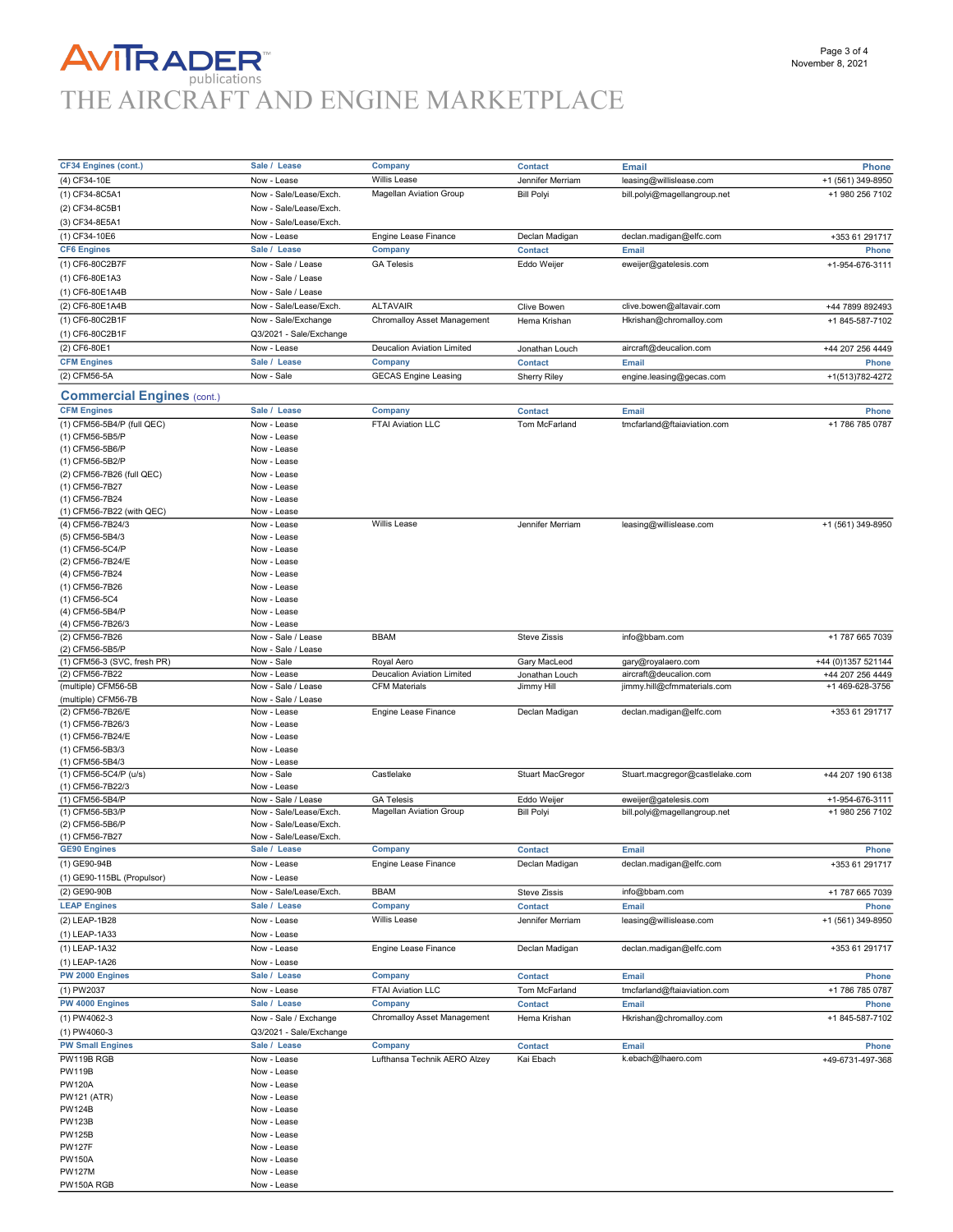| CF34 Engines (cont.) | Sale / Lease | Company | Contact | Email | Phone |
|---|---|---|---|---|---|
| (4) CF34-10E | Now - Lease | Willis Lease | Jennifer Merriam | leasing@willislease.com | +1 (561) 349-8950 |
| (1) CF34-8C5A1 | Now - Sale/Lease/Exch. | Magellan Aviation Group | Bill Polyi | bill.polyi@magellangroup.net | +1 980 256 7102 |
| (2) CF34-8C5B1 | Now - Sale/Lease/Exch. | | | | |
| (3) CF34-8E5A1 | Now - Sale/Lease/Exch. | | | | |
| (1) CF34-10E6 | Now - Lease | Engine Lease Finance | Declan Madigan | declan.madigan@elfc.com | +353 61 291717 |

| CF6 Engines | Sale / Lease | Company | Contact | Email | Phone |
|---|---|---|---|---|---|
| (1) CF6-80C2B7F | Now - Sale / Lease | GA Telesis | Eddo Weijer | eweijer@gatelesis.com | +1-954-676-3111 |
| (1) CF6-80E1A3 | Now - Sale / Lease | | | | |
| (1) CF6-80E1A4B | Now - Sale / Lease | | | | |
| (2) CF6-80E1A4B | Now - Sale/Lease/Exch. | ALTAVAIR | Clive Bowen | clive.bowen@altavair.com | +44 7899 892493 |
| (1) CF6-80C2B1F | Now - Sale/Exchange | Chromalloy Asset Management | Hema Krishan | Hkrishan@chromalloy.com | +1 845-587-7102 |
| (1) CF6-80C2B1F | Q3/2021 - Sale/Exchange | | | | |
| (2) CF6-80E1 | Now - Lease | Deucalion Aviation Limited | Jonathan Louch | aircraft@deucalion.com | +44 207 256 4449 |

| CFM Engines | Sale / Lease | Company | Contact | Email | Phone |
|---|---|---|---|---|---|
| (2) CFM56-5A | Now - Sale | GECAS Engine Leasing | Sherry Riley | engine.leasing@gecas.com | +1(513)782-4272 |

## Commercial Engines (cont.)

| CFM Engines | Sale / Lease | Company | Contact | Email | Phone |
|---|---|---|---|---|---|
| (1) CFM56-5B4/P (full QEC) | Now - Lease | FTAI Aviation LLC | Tom McFarland | tmcfarland@ftaiaviation.com | +1 786 785 0787 |
| (1) CFM56-5B5/P | Now - Lease | | | | |
| (1) CFM56-5B6/P | Now - Lease | | | | |
| (1) CFM56-5B2/P | Now - Lease | | | | |
| (2) CFM56-7B26 (full QEC) | Now - Lease | | | | |
| (1) CFM56-7B27 | Now - Lease | | | | |
| (1) CFM56-7B24 | Now - Lease | | | | |
| (1) CFM56-7B22 (with QEC) | Now - Lease | | | | |
| (4) CFM56-7B24/3 | Now - Lease | Willis Lease | Jennifer Merriam | leasing@willislease.com | +1 (561) 349-8950 |
| (5) CFM56-5B4/3 | Now - Lease | | | | |
| (1) CFM56-5C4/P | Now - Lease | | | | |
| (2) CFM56-7B24/E | Now - Lease | | | | |
| (4) CFM56-7B24 | Now - Lease | | | | |
| (1) CFM56-7B26 | Now - Lease | | | | |
| (1) CFM56-5C4 | Now - Lease | | | | |
| (4) CFM56-5B4/P | Now - Lease | | | | |
| (4) CFM56-7B26/3 | Now - Lease | | | | |
| (2) CFM56-7B26 | Now - Sale / Lease | BBAM | Steve Zissis | info@bbam.com | +1 787 665 7039 |
| (2) CFM56-5B5/P | Now - Sale / Lease | | | | |
| (1) CFM56-3 (SVC, fresh PR) | Now - Sale | Royal Aero | Gary MacLeod | gary@royalaero.com | +44 (0)1357 521144 |
| (2) CFM56-7B22 | Now - Lease | Deucalion Aviation Limited | Jonathan Louch | aircraft@deucalion.com | +44 207 256 4449 |
| (multiple) CFM56-5B | Now - Sale / Lease | CFM Materials | Jimmy Hill | jimmy.hill@cfmmaterials.com | +1 469-628-3756 |
| (multiple) CFM56-7B | Now - Sale / Lease | | | | |
| (2) CFM56-7B26/E | Now - Lease | Engine Lease Finance | Declan Madigan | declan.madigan@elfc.com | +353 61 291717 |
| (1) CFM56-7B26/3 | Now - Lease | | | | |
| (1) CFM56-7B24/E | Now - Lease | | | | |
| (1) CFM56-5B3/3 | Now - Lease | | | | |
| (1) CFM56-5B4/3 | Now - Lease | | | | |
| (1) CFM56-5C4/P (u/s) | Now - Sale | Castlelake | Stuart MacGregor | Stuart.macgregor@castlelake.com | +44 207 190 6138 |
| (1) CFM56-7B22/3 | Now - Lease | | | | |
| (1) CFM56-5B4/P | Now - Sale / Lease | GA Telesis | Eddo Weijer | eweijer@gatelesis.com | +1-954-676-3111 |
| (1) CFM56-5B3/P | Now - Sale/Lease/Exch. | Magellan Aviation Group | Bill Polyi | bill.polyi@magellangroup.net | +1 980 256 7102 |
| (2) CFM56-5B6/P | Now - Sale/Lease/Exch. | | | | |
| (1) CFM56-7B27 | Now - Sale/Lease/Exch. | | | | |

| GE90 Engines | Sale / Lease | Company | Contact | Email | Phone |
|---|---|---|---|---|---|
| (1) GE90-94B | Now - Lease | Engine Lease Finance | Declan Madigan | declan.madigan@elfc.com | +353 61 291717 |
| (1) GE90-115BL (Propulsor) | Now - Lease | | | | |
| (2) GE90-90B | Now - Sale/Lease/Exch. | BBAM | Steve Zissis | info@bbam.com | +1 787 665 7039 |

| LEAP Engines | Sale / Lease | Company | Contact | Email | Phone |
|---|---|---|---|---|---|
| (2) LEAP-1B28 | Now - Lease | Willis Lease | Jennifer Merriam | leasing@willislease.com | +1 (561) 349-8950 |
| (1) LEAP-1A33 | Now - Lease | | | | |
| (1) LEAP-1A32 | Now - Lease | Engine Lease Finance | Declan Madigan | declan.madigan@elfc.com | +353 61 291717 |
| (1) LEAP-1A26 | Now - Lease | | | | |

| PW 2000 Engines | Sale / Lease | Company | Contact | Email | Phone |
|---|---|---|---|---|---|
| (1) PW2037 | Now - Lease | FTAI Aviation LLC | Tom McFarland | tmcfarland@ftaiaviation.com | +1 786 785 0787 |

| PW 4000 Engines | Sale / Lease | Company | Contact | Email | Phone |
|---|---|---|---|---|---|
| (1) PW4062-3 | Now - Sale / Exchange | Chromalloy Asset Management | Hema Krishan | Hkrishan@chromalloy.com | +1 845-587-7102 |
| (1) PW4060-3 | Q3/2021 - Sale/Exchange | | | | |

| PW Small Engines | Sale / Lease | Company | Contact | Email | Phone |
|---|---|---|---|---|---|
| PW119B RGB | Now - Lease | Lufthansa Technik AERO Alzey | Kai Ebach | k.ebach@lhaero.com | +49-6731-497-368 |
| PW119B | Now - Lease | | | | |
| PW120A | Now - Lease | | | | |
| PW121 (ATR) | Now - Lease | | | | |
| PW124B | Now - Lease | | | | |
| PW123B | Now - Lease | | | | |
| PW125B | Now - Lease | | | | |
| PW127F | Now - Lease | | | | |
| PW150A | Now - Lease | | | | |
| PW127M | Now - Lease | | | | |
| PW150A RGB | Now - Lease | | | | |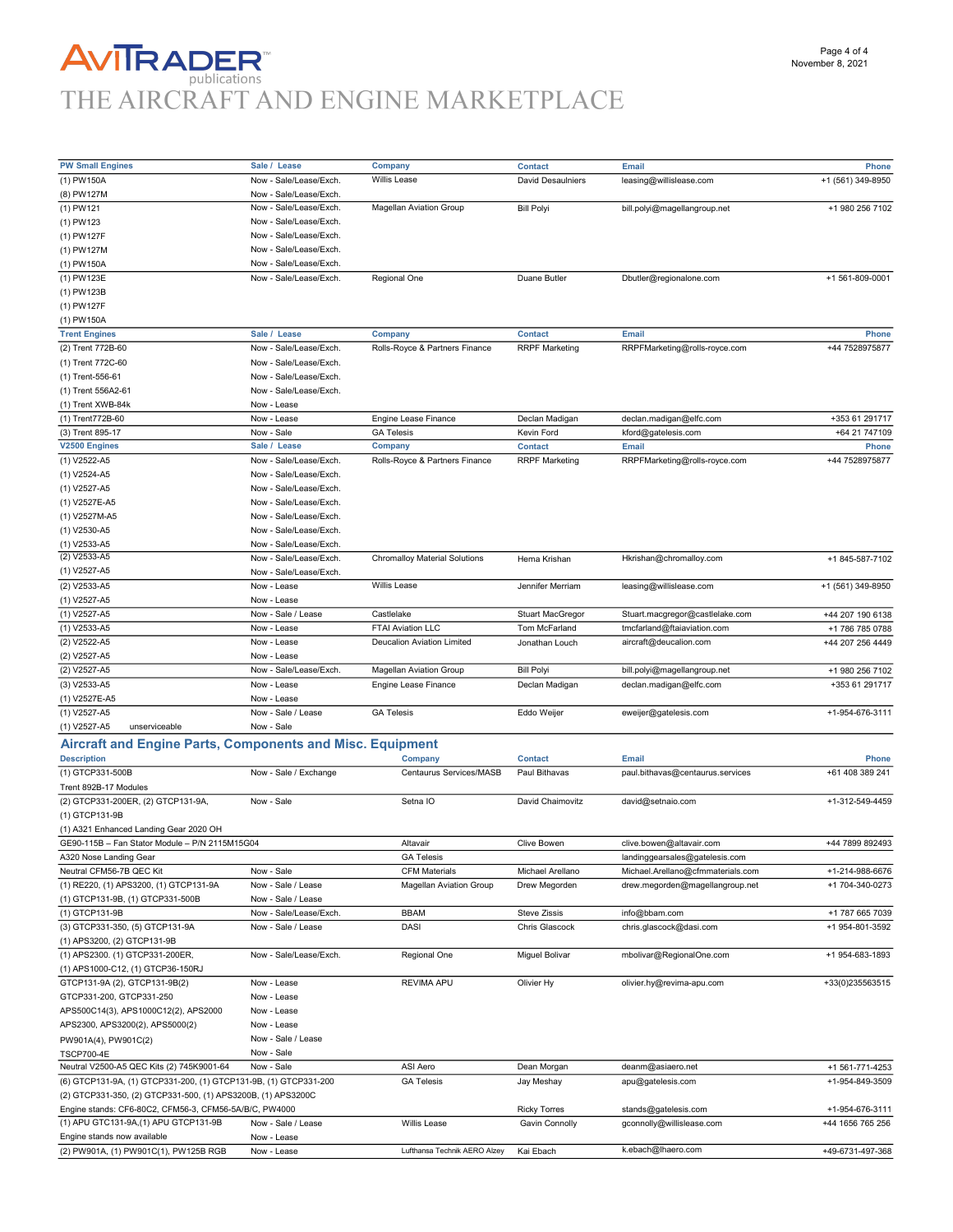# AVITRADER publications
# THE AIRCRAFT AND ENGINE MARKETPLACE

| PW Small Engines | Sale / Lease | Company | Contact | Email | Phone |
|---|---|---|---|---|---|
| (1) PW150A | Now - Sale/Lease/Exch. | Willis Lease | David Desaulniers | leasing@willislease.com | +1 (561) 349-8950 |
| (8) PW127M | Now - Sale/Lease/Exch. | | | | |
| (1) PW121 | Now - Sale/Lease/Exch. | Magellan Aviation Group | Bill Polyi | bill.polyi@magellangroup.net | +1 980 256 7102 |
| (1) PW123 | Now - Sale/Lease/Exch. | | | | |
| (1) PW127F | Now - Sale/Lease/Exch. | | | | |
| (1) PW127M | Now - Sale/Lease/Exch. | | | | |
| (1) PW150A | Now - Sale/Lease/Exch. | | | | |
| (1) PW123E | Now - Sale/Lease/Exch. | Regional One | Duane Butler | Dbutler@regionalone.com | +1 561-809-0001 |
| (1) PW123B | | | | | |
| (1) PW127F | | | | | |
| (1) PW150A | | | | | |

| Trent Engines | Sale / Lease | Company | Contact | Email | Phone |
|---|---|---|---|---|---|
| (2) Trent 772B-60 | Now - Sale/Lease/Exch. | Rolls-Royce & Partners Finance | RRPF Marketing | RRPFMarketing@rolls-royce.com | +44 7528975877 |
| (1) Trent 772C-60 | Now - Sale/Lease/Exch. | | | | |
| (1) Trent-556-61 | Now - Sale/Lease/Exch. | | | | |
| (1) Trent 556A2-61 | Now - Sale/Lease/Exch. | | | | |
| (1) Trent XWB-84k | Now - Lease | | | | |
| (1) Trent772B-60 | Now - Lease | Engine Lease Finance | Declan Madigan | declan.madigan@elfc.com | +353 61 291717 |
| (3) Trent 895-17 | Now - Sale | GA Telesis | Kevin Ford | kford@gatelesis.com | +64 21 747109 |

| V2500 Engines | Sale / Lease | Company | Contact | Email | Phone |
|---|---|---|---|---|---|
| (1) V2522-A5 | Now - Sale/Lease/Exch. | Rolls-Royce & Partners Finance | RRPF Marketing | RRPFMarketing@rolls-royce.com | +44 7528975877 |
| (1) V2524-A5 | Now - Sale/Lease/Exch. | | | | |
| (1) V2527-A5 | Now - Sale/Lease/Exch. | | | | |
| (1) V2527E-A5 | Now - Sale/Lease/Exch. | | | | |
| (1) V2527M-A5 | Now - Sale/Lease/Exch. | | | | |
| (1) V2530-A5 | Now - Sale/Lease/Exch. | | | | |
| (1) V2533-A5 | Now - Sale/Lease/Exch. | | | | |
| (2) V2533-A5 | Now - Sale/Lease/Exch. | Chromalloy Material Solutions | Hema Krishan | Hkrishan@chromalloy.com | +1 845-587-7102 |
| (1) V2527-A5 | Now - Sale/Lease/Exch. | | | | |
| (2) V2533-A5 | Now - Lease | Willis Lease | Jennifer Merriam | leasing@willislease.com | +1 (561) 349-8950 |
| (1) V2527-A5 | Now - Lease | | | | |
| (1) V2527-A5 | Now - Sale / Lease | Castlelake | Stuart MacGregor | Stuart.macgregor@castlelake.com | +44 207 190 6138 |
| (1) V2533-A5 | Now - Lease | FTAI Aviation LLC | Tom McFarland | tmcfarland@ftaiaviation.com | +1 786 785 0788 |
| (2) V2522-A5 | Now - Lease | Deucalion Aviation Limited | Jonathan Louch | aircraft@deucalion.com | +44 207 256 4449 |
| (2) V2527-A5 | Now - Lease | | | | |
| (2) V2527-A5 | Now - Sale/Lease/Exch. | Magellan Aviation Group | Bill Polyi | bill.polyi@magellangroup.net | +1 980 256 7102 |
| (3) V2533-A5 | Now - Lease | Engine Lease Finance | Declan Madigan | declan.madigan@elfc.com | +353 61 291717 |
| (1) V2527E-A5 | Now - Lease | | | | |
| (1) V2527-A5 | Now - Sale / Lease | GA Telesis | Eddo Weijer | eweijer@gatelesis.com | +1-954-676-3111 |
| (1) V2527-A5 unserviceable | Now - Sale | | | | |

## Aircraft and Engine Parts, Components and Misc. Equipment

| Description | | Company | Contact | Email | Phone |
|---|---|---|---|---|---|
| (1) GTCP331-500B | Now - Sale / Exchange | Centaurus Services/MASB | Paul Bithavas | paul.bithavas@centaurus.services | +61 408 389 241 |
| Trent 892B-17 Modules | | | | | |
| (2) GTCP331-200ER, (2) GTCP131-9A, | Now - Sale | Setna IO | David Chaimovitz | david@setnaio.com | +1-312-549-4459 |
| (1) GTCP131-9B | | | | | |
| (1) A321 Enhanced Landing Gear 2020 OH | | | | | |
| GE90-115B – Fan Stator Module – P/N 2115M15G04 | | Altavair | Clive Bowen | clive.bowen@altavair.com | +44 7899 892493 |
| A320 Nose Landing Gear | | GA Telesis | | landinggearsales@gatelesis.com | |
| Neutral CFM56-7B QEC Kit | Now - Sale | CFM Materials | Michael Arellano | Michael.Arellano@cfmmaterials.com | +1-214-988-6676 |
| (1) RE220, (1) APS3200, (1) GTCP131-9A | Now - Sale / Lease | Magellan Aviation Group | Drew Megorden | drew.megorden@magellangroup.net | +1 704-340-0273 |
| (1) GTCP131-9B, (1) GTCP331-500B | Now - Sale / Lease | | | | |
| (1) GTCP131-9B | Now - Sale/Lease/Exch. | BBAM | Steve Zissis | info@bbam.com | +1 787 665 7039 |
| (3) GTCP331-350, (5) GTCP131-9A | Now - Sale / Lease | DASI | Chris Glascock | chris.glascock@dasi.com | +1 954-801-3592 |
| (1) APS3200, (2) GTCP131-9B | | | | | |
| (1) APS2300. (1) GTCP331-200ER, | Now - Sale/Lease/Exch. | Regional One | Miguel Bolivar | mbolivar@RegionalOne.com | +1 954-683-1893 |
| (1) APS1000-C12, (1) GTCP36-150RJ | | | | | |
| GTCP131-9A (2), GTCP131-9B(2) | Now - Lease | REVIMA APU | Olivier Hy | olivier.hy@revima-apu.com | +33(0)235563515 |
| GTCP331-200, GTCP331-250 | Now - Lease | | | | |
| APS500C14(3), APS1000C12(2), APS2000 | Now - Lease | | | | |
| APS2300, APS3200(2), APS5000(2) | Now - Lease | | | | |
| PW901A(4), PW901C(2) | Now - Sale / Lease | | | | |
| TSCP700-4E | Now - Sale | | | | |
| Neutral V2500-A5 QEC Kits (2) 745K9001-64 | Now - Sale | ASI Aero | Dean Morgan | deanm@asiaero.net | +1 561-771-4253 |
| (6) GTCP131-9A, (1) GTCP331-200, (1) GTCP131-9B, (1) GTCP331-200 | | GA Telesis | Jay Meshay | apu@gatelesis.com | +1-954-849-3509 |
| (2) GTCP331-350, (2) GTCP331-500, (1) APS3200B, (1) APS3200C | | | | | |
| Engine stands: CF6-80C2, CFM56-3, CFM56-5A/B/C, PW4000 | | | Ricky Torres | stands@gatelesis.com | +1-954-676-3111 |
| (1) APU GTC131-9A,(1) APU GTCP131-9B | Now - Sale / Lease | Willis Lease | Gavin Connolly | gconnolly@willislease.com | +44 1656 765 256 |
| Engine stands now available | Now - Lease | | | | |
| (2) PW901A, (1) PW901C(1), PW125B RGB | Now - Lease | Lufthansa Technik AERO Alzey | Kai Ebach | k.ebach@lhaero.com | +49-6731-497-368 |